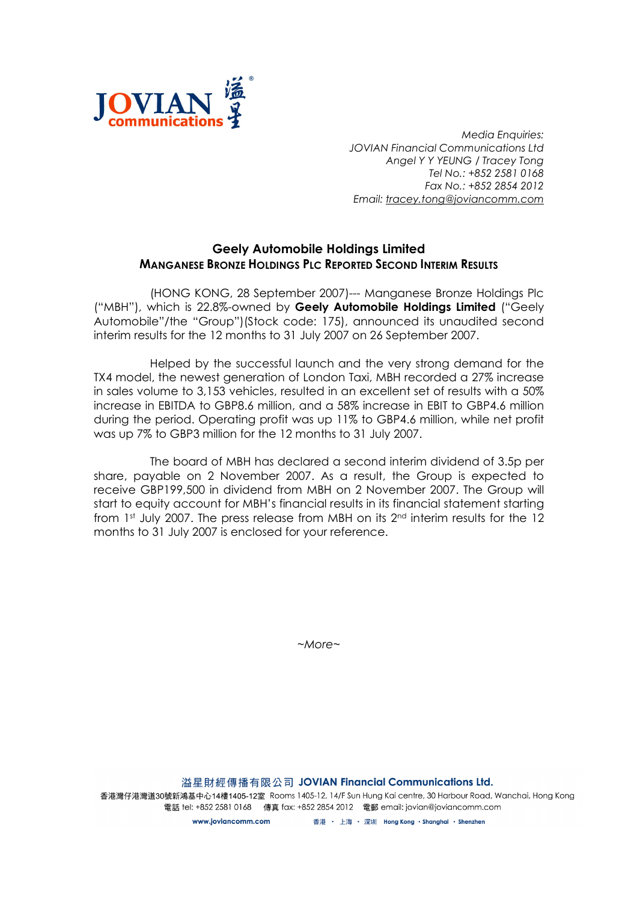*Media Enquiries:*
*JOVIAN Financial Communications Ltd*
*Angel Y Y YEUNG / Tracey Tong*
*Tel No.: +852 2581 0168*
*Fax No.: +852 2854 2012*
*Email: tracey.tong@joviancomm.com*

# Geely Automobile Holdings Limited

## MANGANESE BRONZE HOLDINGS PLC REPORTED SECOND INTERIM RESULTS

(HONG KONG, 28 September 2007)--- Manganese Bronze Holdings Plc ("MBH"), which is 22.8%-owned by **Geely Automobile Holdings Limited** ("Geely Automobile"/the "Group")(Stock code: 175), announced its unaudited second interim results for the 12 months to 31 July 2007 on 26 September 2007.

Helped by the successful launch and the very strong demand for the TX4 model, the newest generation of London Taxi, MBH recorded a 27% increase in sales volume to 3,153 vehicles, resulted in an excellent set of results with a 50% increase in EBITDA to GBP8.6 million, and a 58% increase in EBIT to GBP4.6 million during the period. Operating profit was up 11% to GBP4.6 million, while net profit was up 7% to GBP3 million for the 12 months to 31 July 2007.

The board of MBH has declared a second interim dividend of 3.5p per share, payable on 2 November 2007. As a result, the Group is expected to receive GBP199,500 in dividend from MBH on 2 November 2007. The Group will start to equity account for MBH's financial results in its financial statement starting from 1st July 2007. The press release from MBH on its 2nd interim results for the 12 months to 31 July 2007 is enclosed for your reference.

~More~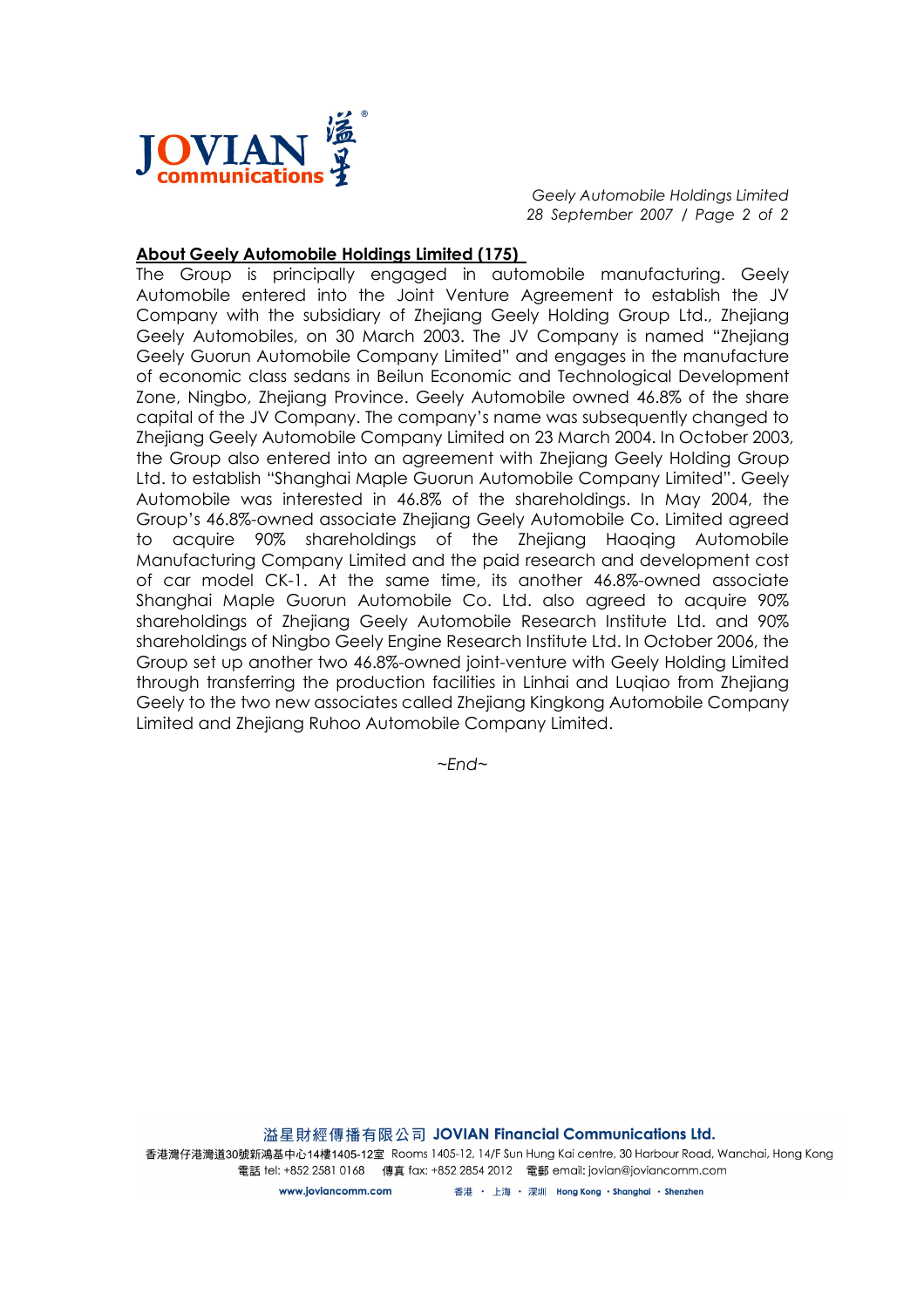## About Geely Automobile Holdings Limited (175)

The Group is principally engaged in automobile manufacturing. Geely Automobile entered into the Joint Venture Agreement to establish the JV Company with the subsidiary of Zhejiang Geely Holding Group Ltd., Zhejiang Geely Automobiles, on 30 March 2003. The JV Company is named "Zhejiang Geely Guorun Automobile Company Limited" and engages in the manufacture of economic class sedans in Beilun Economic and Technological Development Zone, Ningbo, Zhejiang Province. Geely Automobile owned 46.8% of the share capital of the JV Company. The company's name was subsequently changed to Zhejiang Geely Automobile Company Limited on 23 March 2004. In October 2003, the Group also entered into an agreement with Zhejiang Geely Holding Group Ltd. to establish "Shanghai Maple Guorun Automobile Company Limited". Geely Automobile was interested in 46.8% of the shareholdings. In May 2004, the Group's 46.8%-owned associate Zhejiang Geely Automobile Co. Limited agreed to acquire 90% shareholdings of the Zhejiang Haoqing Automobile Manufacturing Company Limited and the paid research and development cost of car model CK-1. At the same time, its another 46.8%-owned associate Shanghai Maple Guorun Automobile Co. Ltd. also agreed to acquire 90% shareholdings of Zhejiang Geely Automobile Research Institute Ltd. and 90% shareholdings of Ningbo Geely Engine Research Institute Ltd. In October 2006, the Group set up another two 46.8%-owned joint-venture with Geely Holding Limited through transferring the production facilities in Linhai and Luqiao from Zhejiang Geely to the two new associates called Zhejiang Kingkong Automobile Company Limited and Zhejiang Ruhoo Automobile Company Limited.

*~End~*